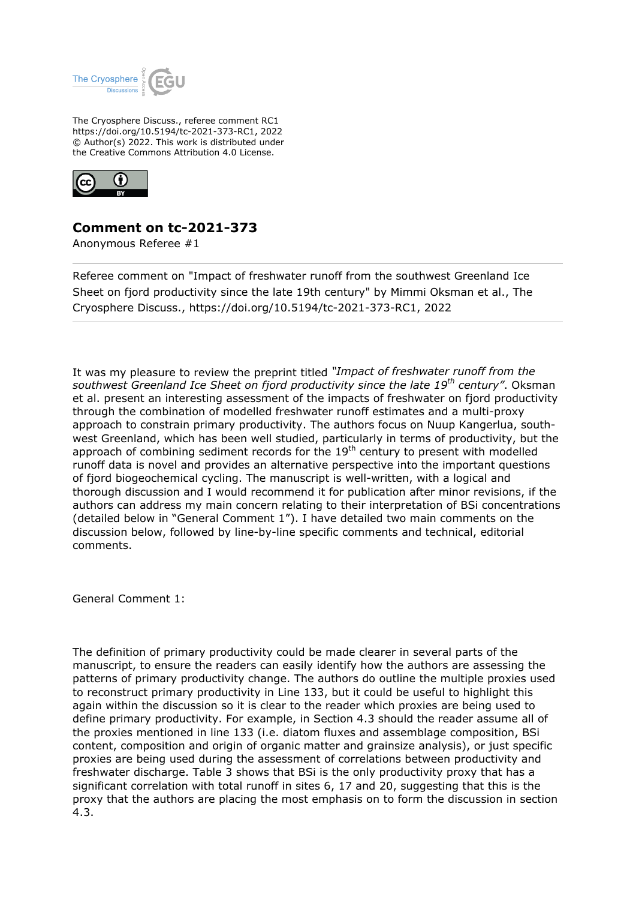The Cryosphere Discuss., referee comment RC1
https://doi.org/10.5194/tc-2021-373-RC1, 2022
© Author(s) 2022. This work is distributed under
the Creative Commons Attribution 4.0 License.

## Comment on tc-2021-373

Anonymous Referee #1

---

Referee comment on "Impact of freshwater runoff from the southwest Greenland Ice Sheet on fjord productivity since the late 19th century" by Mimmi Oksman et al., The Cryosphere Discuss., https://doi.org/10.5194/tc-2021-373-RC1, 2022

---

It was my pleasure to review the preprint titled *"Impact of freshwater runoff from the southwest Greenland Ice Sheet on fjord productivity since the late 19$^{th}$ century"*. Oksman et al. present an interesting assessment of the impacts of freshwater on fjord productivity through the combination of modelled freshwater runoff estimates and a multi-proxy approach to constrain primary productivity. The authors focus on Nuup Kangerlua, south-west Greenland, which has been well studied, particularly in terms of productivity, but the approach of combining sediment records for the 19$^{th}$ century to present with modelled runoff data is novel and provides an alternative perspective into the important questions of fjord biogeochemical cycling. The manuscript is well-written, with a logical and thorough discussion and I would recommend it for publication after minor revisions, if the authors can address my main concern relating to their interpretation of BSi concentrations (detailed below in "General Comment 1"). I have detailed two main comments on the discussion below, followed by line-by-line specific comments and technical, editorial comments.

General Comment 1:

The definition of primary productivity could be made clearer in several parts of the manuscript, to ensure the readers can easily identify how the authors are assessing the patterns of primary productivity change. The authors do outline the multiple proxies used to reconstruct primary productivity in Line 133, but it could be useful to highlight this again within the discussion so it is clear to the reader which proxies are being used to define primary productivity. For example, in Section 4.3 should the reader assume all of the proxies mentioned in line 133 (i.e. diatom fluxes and assemblage composition, BSi content, composition and origin of organic matter and grainsize analysis), or just specific proxies are being used during the assessment of correlations between productivity and freshwater discharge. Table 3 shows that BSi is the only productivity proxy that has a significant correlation with total runoff in sites 6, 17 and 20, suggesting that this is the proxy that the authors are placing the most emphasis on to form the discussion in section 4.3.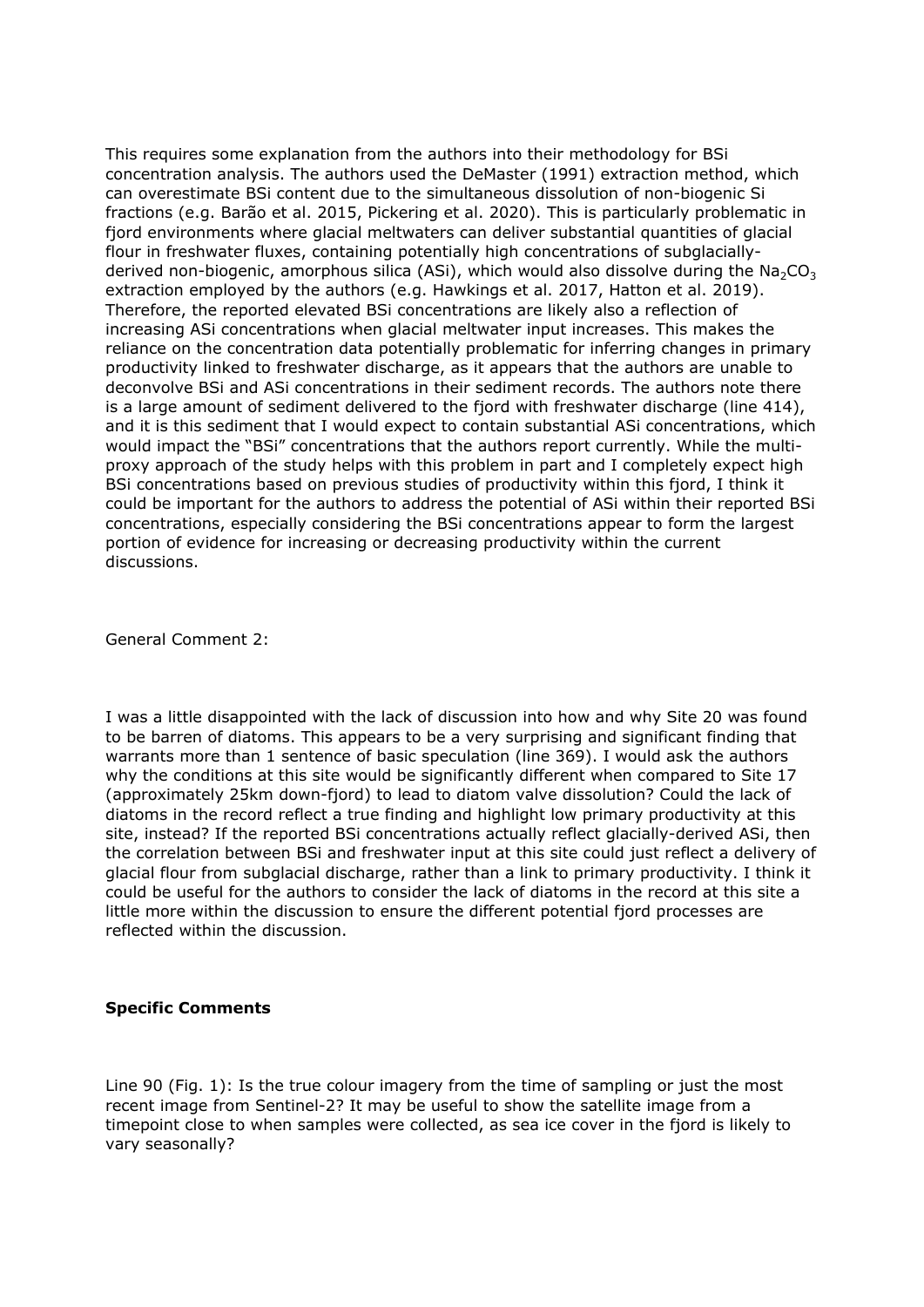This requires some explanation from the authors into their methodology for BSi concentration analysis. The authors used the DeMaster (1991) extraction method, which can overestimate BSi content due to the simultaneous dissolution of non-biogenic Si fractions (e.g. Barão et al. 2015, Pickering et al. 2020). This is particularly problematic in fjord environments where glacial meltwaters can deliver substantial quantities of glacial flour in freshwater fluxes, containing potentially high concentrations of subglacially-derived non-biogenic, amorphous silica (ASi), which would also dissolve during the $Na_2CO_3$ extraction employed by the authors (e.g. Hawkings et al. 2017, Hatton et al. 2019). Therefore, the reported elevated BSi concentrations are likely also a reflection of increasing ASi concentrations when glacial meltwater input increases. This makes the reliance on the concentration data potentially problematic for inferring changes in primary productivity linked to freshwater discharge, as it appears that the authors are unable to deconvolve BSi and ASi concentrations in their sediment records. The authors note there is a large amount of sediment delivered to the fjord with freshwater discharge (line 414), and it is this sediment that I would expect to contain substantial ASi concentrations, which would impact the "BSi" concentrations that the authors report currently. While the multi-proxy approach of the study helps with this problem in part and I completely expect high BSi concentrations based on previous studies of productivity within this fjord, I think it could be important for the authors to address the potential of ASi within their reported BSi concentrations, especially considering the BSi concentrations appear to form the largest portion of evidence for increasing or decreasing productivity within the current discussions.

General Comment 2:

I was a little disappointed with the lack of discussion into how and why Site 20 was found to be barren of diatoms. This appears to be a very surprising and significant finding that warrants more than 1 sentence of basic speculation (line 369). I would ask the authors why the conditions at this site would be significantly different when compared to Site 17 (approximately 25km down-fjord) to lead to diatom valve dissolution? Could the lack of diatoms in the record reflect a true finding and highlight low primary productivity at this site, instead? If the reported BSi concentrations actually reflect glacially-derived ASi, then the correlation between BSi and freshwater input at this site could just reflect a delivery of glacial flour from subglacial discharge, rather than a link to primary productivity. I think it could be useful for the authors to consider the lack of diatoms in the record at this site a little more within the discussion to ensure the different potential fjord processes are reflected within the discussion.

**Specific Comments**

Line 90 (Fig. 1): Is the true colour imagery from the time of sampling or just the most recent image from Sentinel-2? It may be useful to show the satellite image from a timepoint close to when samples were collected, as sea ice cover in the fjord is likely to vary seasonally?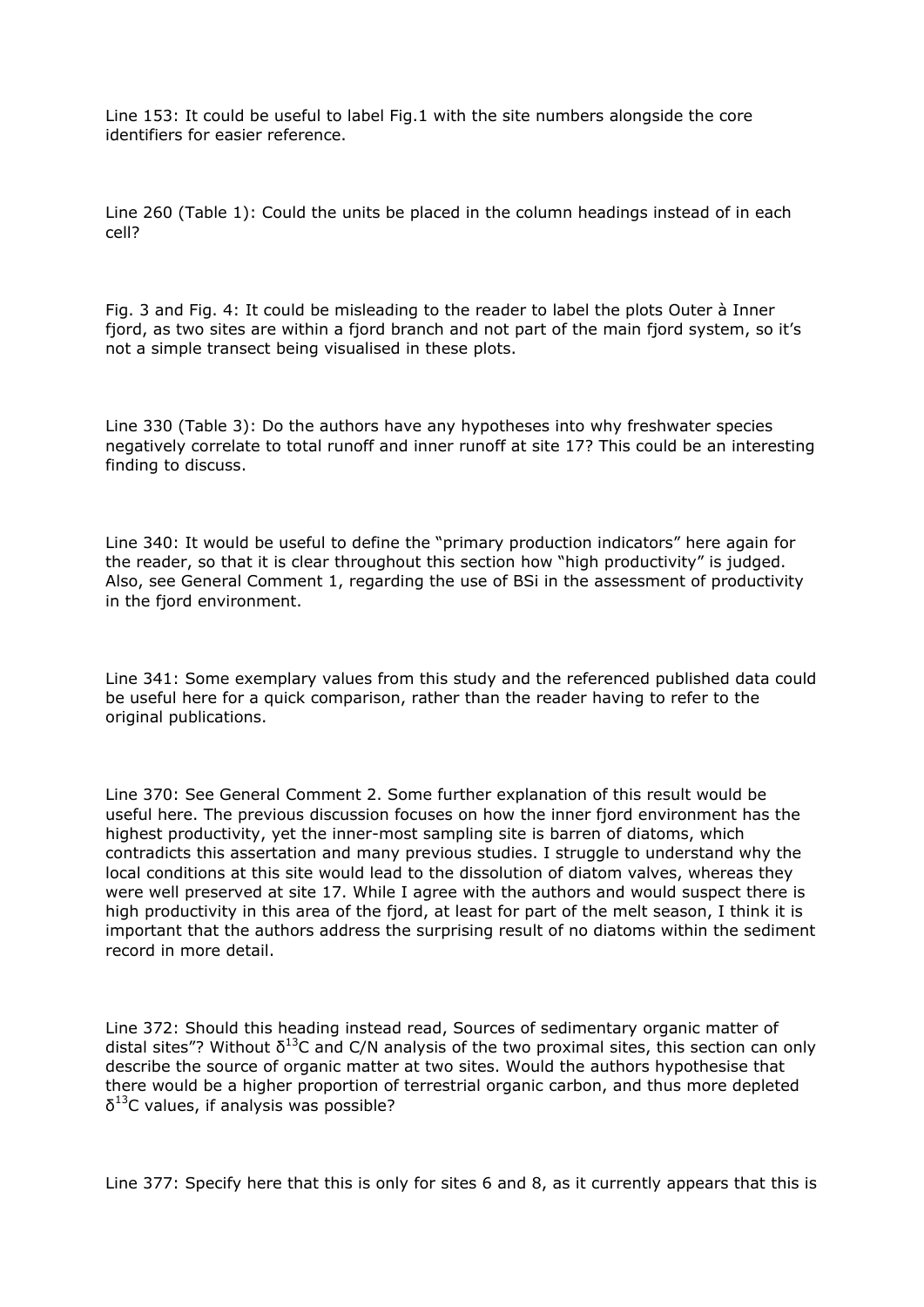Line 153: It could be useful to label Fig.1 with the site numbers alongside the core identifiers for easier reference.

Line 260 (Table 1): Could the units be placed in the column headings instead of in each cell?

Fig. 3 and Fig. 4: It could be misleading to the reader to label the plots Outer à Inner fjord, as two sites are within a fjord branch and not part of the main fjord system, so it's not a simple transect being visualised in these plots.

Line 330 (Table 3): Do the authors have any hypotheses into why freshwater species negatively correlate to total runoff and inner runoff at site 17? This could be an interesting finding to discuss.

Line 340: It would be useful to define the "primary production indicators" here again for the reader, so that it is clear throughout this section how "high productivity" is judged. Also, see General Comment 1, regarding the use of BSi in the assessment of productivity in the fjord environment.

Line 341: Some exemplary values from this study and the referenced published data could be useful here for a quick comparison, rather than the reader having to refer to the original publications.

Line 370: See General Comment 2. Some further explanation of this result would be useful here. The previous discussion focuses on how the inner fjord environment has the highest productivity, yet the inner-most sampling site is barren of diatoms, which contradicts this assertation and many previous studies. I struggle to understand why the local conditions at this site would lead to the dissolution of diatom valves, whereas they were well preserved at site 17. While I agree with the authors and would suspect there is high productivity in this area of the fjord, at least for part of the melt season, I think it is important that the authors address the surprising result of no diatoms within the sediment record in more detail.

Line 372: Should this heading instead read, Sources of sedimentary organic matter of distal sites"? Without $\delta^{13}C$ and C/N analysis of the two proximal sites, this section can only describe the source of organic matter at two sites. Would the authors hypothesise that there would be a higher proportion of terrestrial organic carbon, and thus more depleted $\delta^{13}C$ values, if analysis was possible?

Line 377: Specify here that this is only for sites 6 and 8, as it currently appears that this is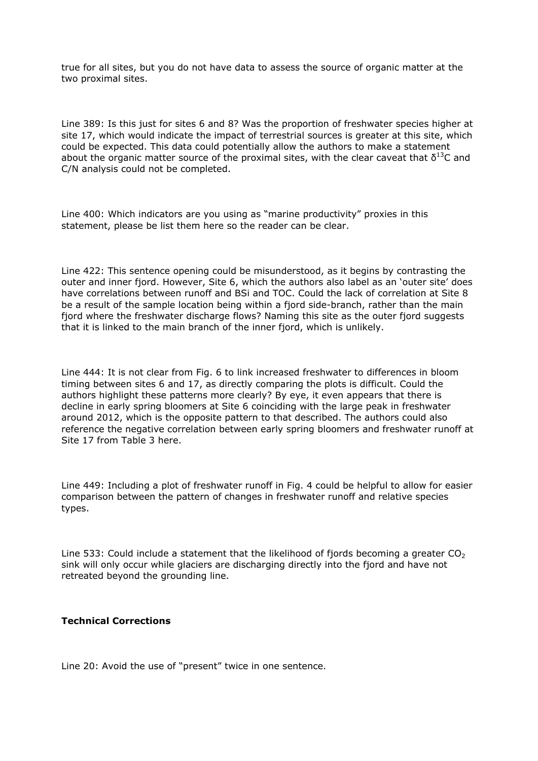true for all sites, but you do not have data to assess the source of organic matter at the two proximal sites.

Line 389: Is this just for sites 6 and 8? Was the proportion of freshwater species higher at site 17, which would indicate the impact of terrestrial sources is greater at this site, which could be expected. This data could potentially allow the authors to make a statement about the organic matter source of the proximal sites, with the clear caveat that $\delta^{13}C$ and C/N analysis could not be completed.

Line 400: Which indicators are you using as "marine productivity" proxies in this statement, please be list them here so the reader can be clear.

Line 422: This sentence opening could be misunderstood, as it begins by contrasting the outer and inner fjord. However, Site 6, which the authors also label as an 'outer site' does have correlations between runoff and BSi and TOC. Could the lack of correlation at Site 8 be a result of the sample location being within a fjord side-branch, rather than the main fjord where the freshwater discharge flows? Naming this site as the outer fjord suggests that it is linked to the main branch of the inner fjord, which is unlikely.

Line 444: It is not clear from Fig. 6 to link increased freshwater to differences in bloom timing between sites 6 and 17, as directly comparing the plots is difficult. Could the authors highlight these patterns more clearly? By eye, it even appears that there is decline in early spring bloomers at Site 6 coinciding with the large peak in freshwater around 2012, which is the opposite pattern to that described. The authors could also reference the negative correlation between early spring bloomers and freshwater runoff at Site 17 from Table 3 here.

Line 449: Including a plot of freshwater runoff in Fig. 4 could be helpful to allow for easier comparison between the pattern of changes in freshwater runoff and relative species types.

Line 533: Could include a statement that the likelihood of fjords becoming a greater $CO_2$ sink will only occur while glaciers are discharging directly into the fjord and have not retreated beyond the grounding line.

**Technical Corrections**

Line 20: Avoid the use of "present" twice in one sentence.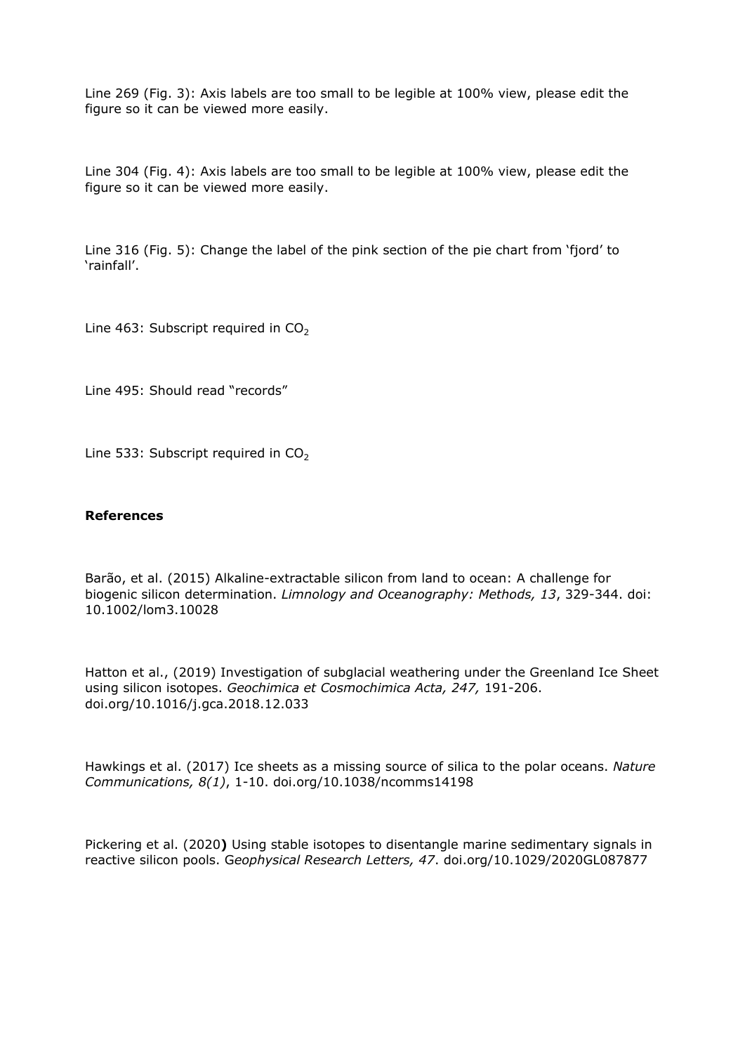Line 269 (Fig. 3): Axis labels are too small to be legible at 100% view, please edit the figure so it can be viewed more easily.

Line 304 (Fig. 4): Axis labels are too small to be legible at 100% view, please edit the figure so it can be viewed more easily.

Line 316 (Fig. 5): Change the label of the pink section of the pie chart from 'fjord' to 'rainfall'.

Line 463: Subscript required in $CO_2$

Line 495: Should read "records"

Line 533: Subscript required in $CO_2$

**References**

Barão, et al. (2015) Alkaline-extractable silicon from land to ocean: A challenge for biogenic silicon determination. *Limnology and Oceanography: Methods, 13*, 329-344. doi: 10.1002/lom3.10028

Hatton et al., (2019) Investigation of subglacial weathering under the Greenland Ice Sheet using silicon isotopes. *Geochimica et Cosmochimica Acta, 247,* 191-206. doi.org/10.1016/j.gca.2018.12.033

Hawkings et al. (2017) Ice sheets as a missing source of silica to the polar oceans. *Nature Communications, 8(1)*, 1-10. doi.org/10.1038/ncomms14198

Pickering et al. (2020**)** Using stable isotopes to disentangle marine sedimentary signals in reactive silicon pools. G*eophysical Research Letters, 47*. doi.org/10.1029/2020GL087877